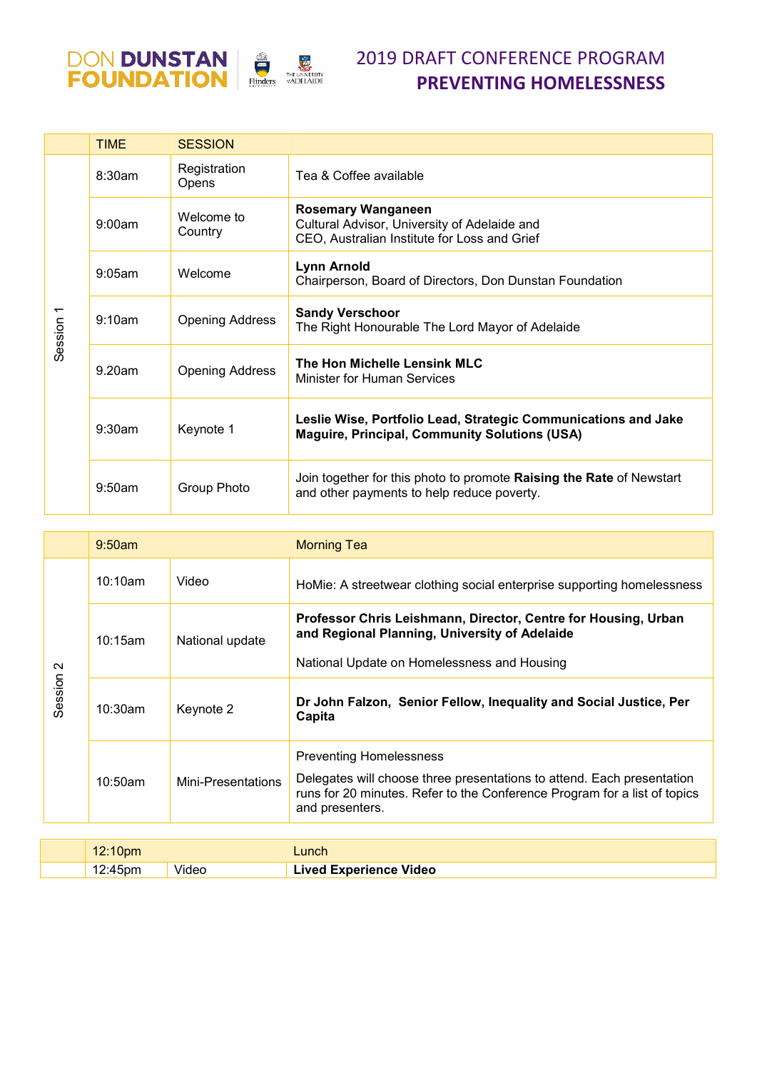DON DUNSTAN FOUNDATION

# 2019 DRAFT CONFERENCE PROGRAM
## PREVENTING HOMELESSNESS

| | TIME | SESSION | |
|---|---|---|---|
| Session 1 | 8:30am | Registration Opens | Tea & Coffee available |
| | 9:00am | Welcome to Country | **Rosemary Wanganeen** Cultural Advisor, University of Adelaide and CEO, Australian Institute for Loss and Grief |
| | 9:05am | Welcome | **Lynn Arnold** Chairperson, Board of Directors, Don Dunstan Foundation |
| | 9:10am | Opening Address | **Sandy Verschoor** The Right Honourable The Lord Mayor of Adelaide |
| | 9.20am | Opening Address | **The Hon Michelle Lensink MLC** Minister for Human Services |
| | 9:30am | Keynote 1 | **Leslie Wise, Portfolio Lead, Strategic Communications and Jake Maguire, Principal, Community Solutions (USA)** |
| | 9:50am | Group Photo | Join together for this photo to promote **Raising the Rate** of Newstart and other payments to help reduce poverty. |

| | 9:50am | | Morning Tea |
|---|---|---|---|
| Session 2 | 10:10am | Video | HoMie: A streetwear clothing social enterprise supporting homelessness |
| | 10:15am | National update | **Professor Chris Leishmann, Director, Centre for Housing, Urban and Regional Planning, University of Adelaide** National Update on Homelessness and Housing |
| | 10:30am | Keynote 2 | **Dr John Falzon, Senior Fellow, Inequality and Social Justice, Per Capita** |
| | 10:50am | Mini-Presentations | Preventing Homelessness Delegates will choose three presentations to attend. Each presentation runs for 20 minutes. Refer to the Conference Program for a list of topics and presenters. |

| | 12:10pm | | Lunch |
|---|---|---|---|
| | 12:45pm | Video | **Lived Experience Video** |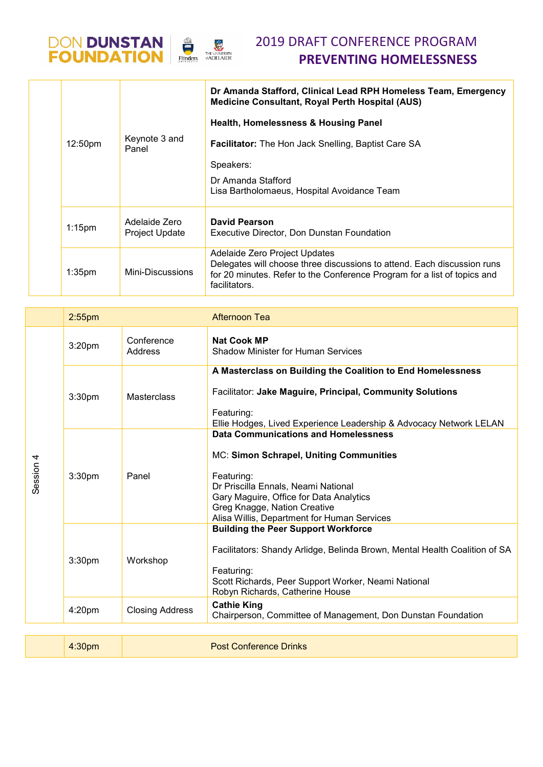# 2019 DRAFT CONFERENCE PROGRAM
## PREVENTING HOMELESSNESS

| | | | |
|---|---|---|---|
| | 12:50pm | Keynote 3 and Panel | **Dr Amanda Stafford, Clinical Lead RPH Homeless Team, Emergency Medicine Consultant, Royal Perth Hospital (AUS)**<br><br>**Health, Homelessness & Housing Panel**<br><br>**Facilitator:** The Hon Jack Snelling, Baptist Care SA<br><br>Speakers:<br><br>Dr Amanda Stafford<br>Lisa Bartholomaeus, Hospital Avoidance Team |
| | 1:15pm | Adelaide Zero Project Update | **David Pearson**<br>Executive Director, Don Dunstan Foundation |
| | 1:35pm | Mini-Discussions | Adelaide Zero Project Updates<br>Delegates will choose three discussions to attend. Each discussion runs for 20 minutes. Refer to the Conference Program for a list of topics and facilitators. |

| | | | |
|---|---|---|---|
| | 2:55pm | | Afternoon Tea |
| Session 4 | 3:20pm | Conference Address | **Nat Cook MP**<br>Shadow Minister for Human Services |
| | 3:30pm | Masterclass | **A Masterclass on Building the Coalition to End Homelessness**<br><br>Facilitator: **Jake Maguire, Principal, Community Solutions**<br><br>Featuring:<br>Ellie Hodges, Lived Experience Leadership & Advocacy Network LELAN |
| | 3:30pm | Panel | **Data Communications and Homelessness**<br><br>MC: **Simon Schrapel, Uniting Communities**<br><br>Featuring:<br>Dr Priscilla Ennals, Neami National<br>Gary Maguire, Office for Data Analytics<br>Greg Knagge, Nation Creative<br>Alisa Willis, Department for Human Services |
| | 3:30pm | Workshop | **Building the Peer Support Workforce**<br><br>Facilitators: Shandy Arlidge, Belinda Brown, Mental Health Coalition of SA<br><br>Featuring:<br>Scott Richards, Peer Support Worker, Neami National<br>Robyn Richards, Catherine House |
| | 4:20pm | Closing Address | **Cathie King**<br>Chairperson, Committee of Management, Don Dunstan Foundation |

| | | | |
|---|---|---|---|
| | 4:30pm | | Post Conference Drinks |